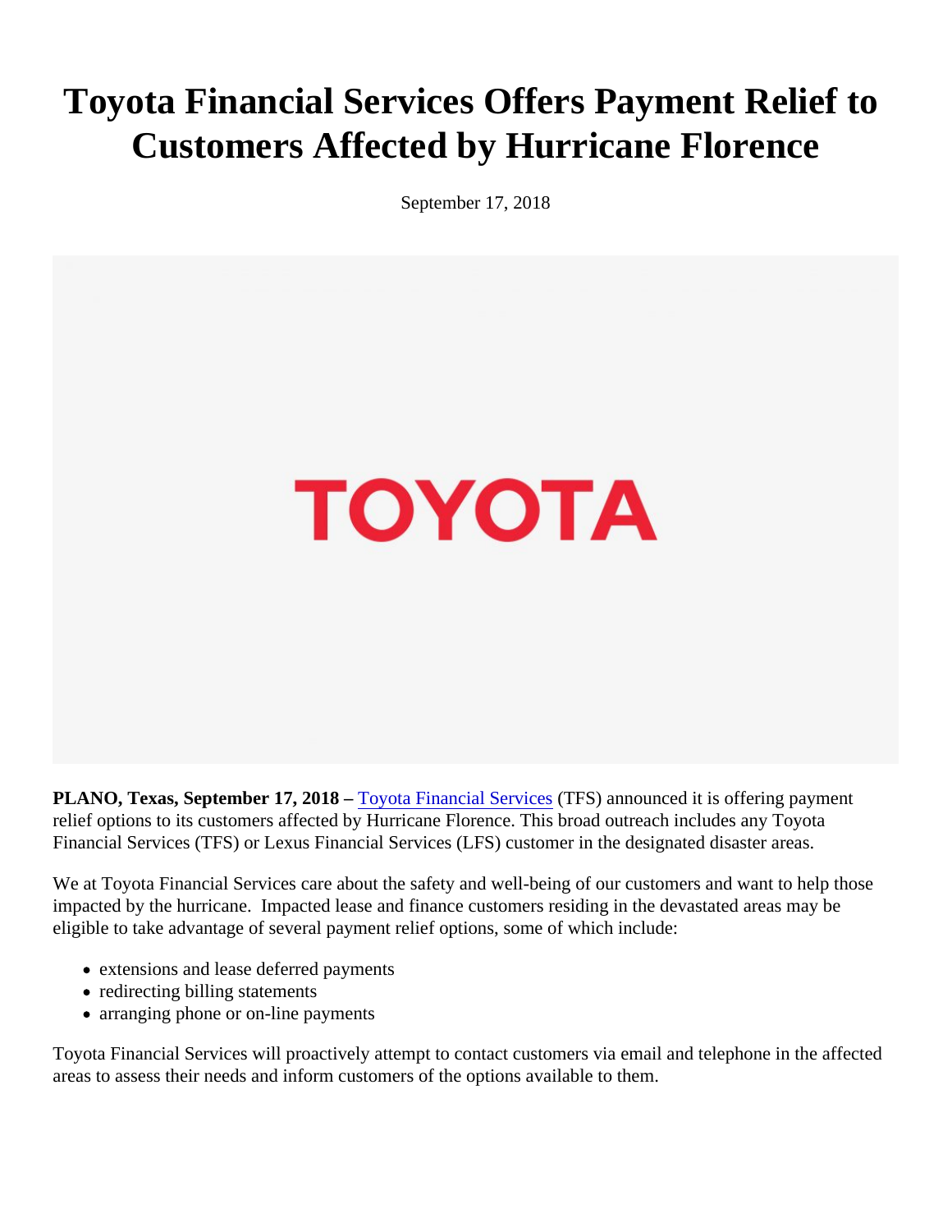# Toyota Financial Services Offers Payment Relief to Customers Affected by Hurricane Florence

September 17, 2018

**PLANO, Texas, September 17, 2018 –** Toyota Financial Services (TFS) announced it is offering payment relief options to its customers affected by Hurricane Florence. This broad outreach includes any Toyota Financial Services (TFS) or Lexus Financial Services (LFS) customer in the designated disaster areas.

We at Toyota Financial Services care about the safety and well-being of our customers and want to help those impacted by the hurricane. Impacted lease and finance customers residing in the devastated areas may be eligible to take advantage of several payment relief options, some of which include:

- extensions and lease deferred payments
- redirecting billing statements
- arranging phone or on-line payments

Toyota Financial Services will proactively attempt to contact customers via email and telephone in the affected areas to assess their needs and inform customers of the options available to them.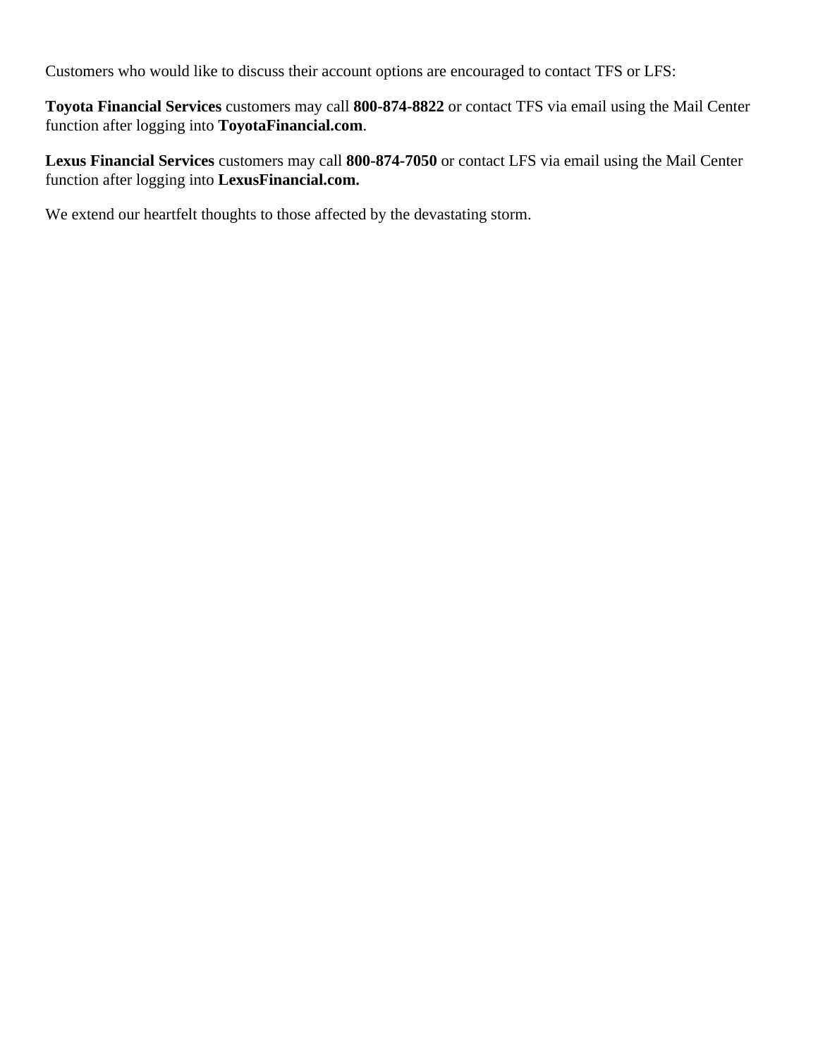Customers who would like to discuss their account options are encouraged to contact TFS or LFS:

**Toyota Financial Services** customers may call **800-874-8822** or contact TFS via email using the Mail Center function after logging into **ToyotaFinancial.com**.

**Lexus Financial Services** customers may call **800-874-7050** or contact LFS via email using the Mail Center function after logging into **LexusFinancial.com.**

We extend our heartfelt thoughts to those affected by the devastating storm.